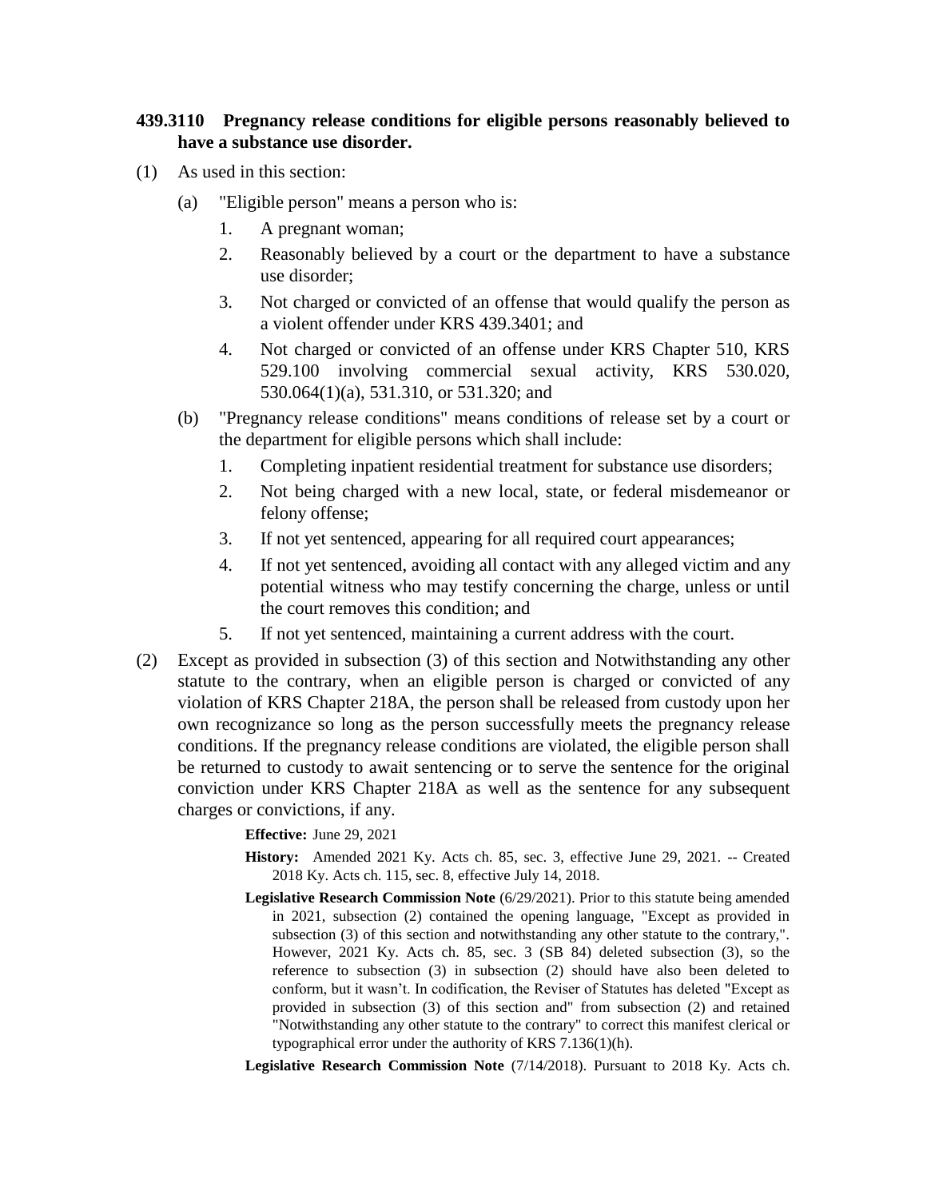**439.3110 Pregnancy release conditions for eligible persons reasonably believed to have a substance use disorder.**

(1) As used in this section:

(a) "Eligible person" means a person who is:

1. A pregnant woman;
2. Reasonably believed by a court or the department to have a substance use disorder;
3. Not charged or convicted of an offense that would qualify the person as a violent offender under KRS 439.3401; and
4. Not charged or convicted of an offense under KRS Chapter 510, KRS 529.100 involving commercial sexual activity, KRS 530.020, 530.064(1)(a), 531.310, or 531.320; and

(b) "Pregnancy release conditions" means conditions of release set by a court or the department for eligible persons which shall include:

1. Completing inpatient residential treatment for substance use disorders;
2. Not being charged with a new local, state, or federal misdemeanor or felony offense;
3. If not yet sentenced, appearing for all required court appearances;
4. If not yet sentenced, avoiding all contact with any alleged victim and any potential witness who may testify concerning the charge, unless or until the court removes this condition; and
5. If not yet sentenced, maintaining a current address with the court.

(2) Except as provided in subsection (3) of this section and Notwithstanding any other statute to the contrary, when an eligible person is charged or convicted of any violation of KRS Chapter 218A, the person shall be released from custody upon her own recognizance so long as the person successfully meets the pregnancy release conditions. If the pregnancy release conditions are violated, the eligible person shall be returned to custody to await sentencing or to serve the sentence for the original conviction under KRS Chapter 218A as well as the sentence for any subsequent charges or convictions, if any.

**Effective:** June 29, 2021

**History:** Amended 2021 Ky. Acts ch. 85, sec. 3, effective June 29, 2021. -- Created 2018 Ky. Acts ch. 115, sec. 8, effective July 14, 2018.

**Legislative Research Commission Note** (6/29/2021). Prior to this statute being amended in 2021, subsection (2) contained the opening language, "Except as provided in subsection (3) of this section and notwithstanding any other statute to the contrary,". However, 2021 Ky. Acts ch. 85, sec. 3 (SB 84) deleted subsection (3), so the reference to subsection (3) in subsection (2) should have also been deleted to conform, but it wasn't. In codification, the Reviser of Statutes has deleted "Except as provided in subsection (3) of this section and" from subsection (2) and retained "Notwithstanding any other statute to the contrary" to correct this manifest clerical or typographical error under the authority of KRS 7.136(1)(h).

**Legislative Research Commission Note** (7/14/2018). Pursuant to 2018 Ky. Acts ch.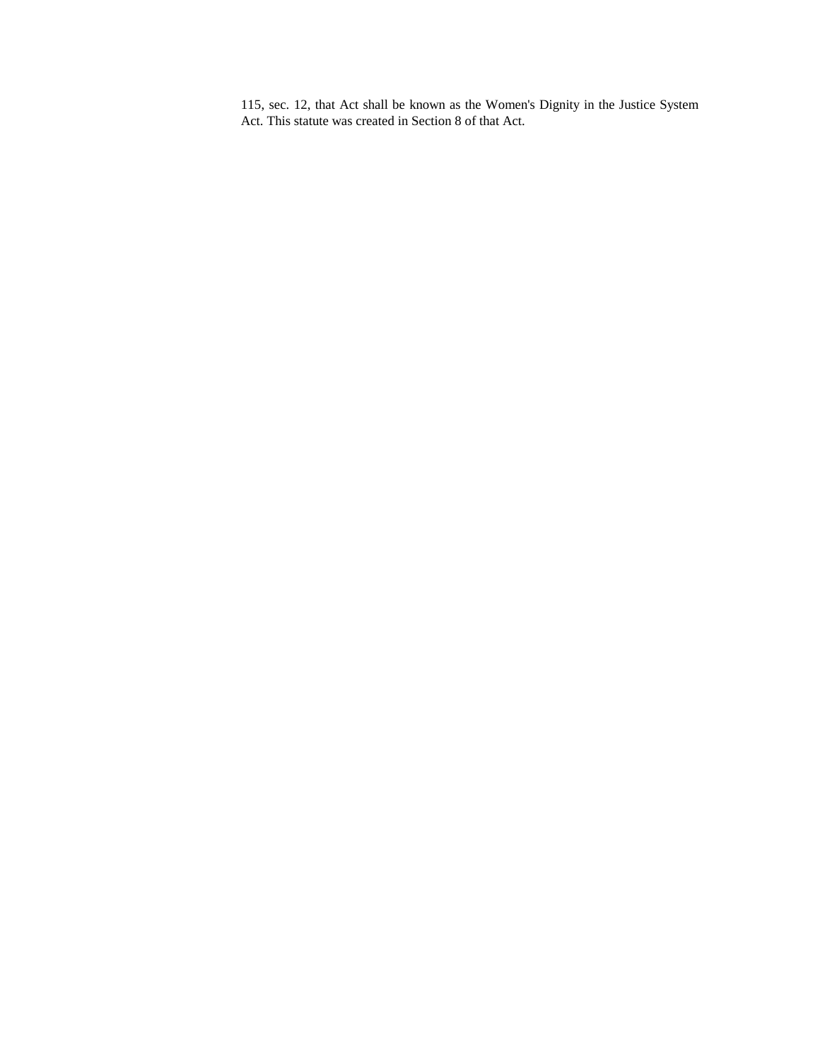115, sec. 12, that Act shall be known as the Women's Dignity in the Justice System Act. This statute was created in Section 8 of that Act.